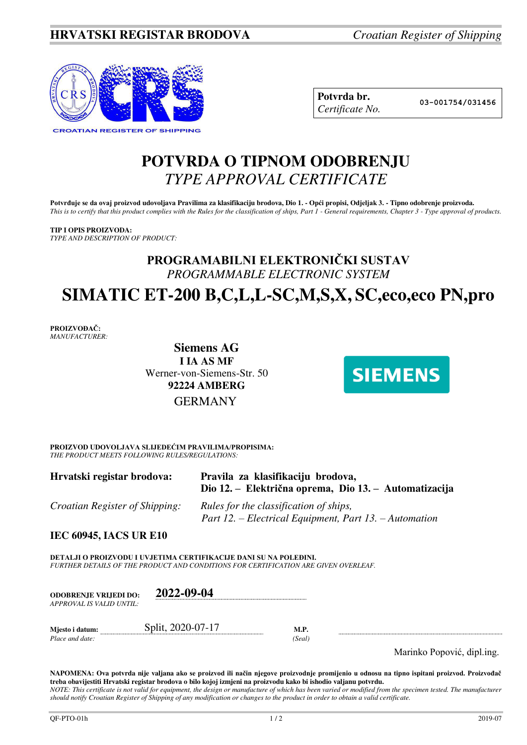**HRVATSKI REGISTAR BRODOVA** *Croatian Register of Shipping*

CROATIAN REGISTER OF SHIPPING

| **Potvrda br.** *Certificate No.* | 03-001754/031456 |
|---|---|

# POTVRDA O TIPNOM ODOBRENJU
# *TYPE APPROVAL CERTIFICATE*

**Potvrđuje se da ovaj proizvod udovoljava Pravilima za klasifikaciju brodova, Dio 1. - Opći propisi, Odjeljak 3. - Tipno odobrenje proizvoda.**
*This is to certify that this product complies with the Rules for the classification of ships, Part 1 - General requirements, Chapter 3 - Type approval of products.*

**TIP I OPIS PROIZVODA:**
*TYPE AND DESCRIPTION OF PRODUCT:*

## PROGRAMABILNI ELEKTRONIČKI SUSTAV
## *PROGRAMMABLE ELECTRONIC SYSTEM*

# SIMATIC ET-200 B,C,L,L-SC,M,S,X, SC,eco,eco PN,pro

**PROIZVOĐAČ:**
*MANUFACTURER:*

**Siemens AG**
**I IA AS MF**
Werner-von-Siemens-Str. 50
**92224 AMBERG**
GERMANY

SIEMENS

**PROIZVOD UDOVOLJAVA SLIJEDEĆIM PRAVILIMA/PROPISIMA:**
*THE PRODUCT MEETS FOLLOWING RULES/REGULATIONS:*

| | |
|---|---|
| **Hrvatski registar brodova:** | **Pravila za klasifikaciju brodova, Dio 12. – Električna oprema, Dio 13. – Automatizacija** |
| *Croatian Register of Shipping:* | *Rules for the classification of ships, Part 12. – Electrical Equipment, Part 13. – Automation* |

**IEC 60945, IACS UR E10**

**DETALJI O PROIZVODU I UVJETIMA CERTIFIKACIJE DANI SU NA POLEĐINI.**
*FURTHER DETAILS OF THE PRODUCT AND CONDITIONS FOR CERTIFICATION ARE GIVEN OVERLEAF.*

**ODOBRENJE VRIJEDI DO:** *APPROVAL IS VALID UNTIL:* **2022-09-04**

**Mjesto i datum:** *Place and date:* Split, 2020-07-17

**M.P.** *(Seal)*

Marinko Popović, dipl.ing.

**NAPOMENA: Ova potvrda nije valjana ako se proizvod ili način njegove proizvodnje promijenio u odnosu na tipno ispitani proizvod. Proizvođač treba obavijestiti Hrvatski registar brodova o bilo kojoj izmjeni na proizvodu kako bi ishodio valjanu potvrdu.**
*NOTE: This certificate is not valid for equipment, the design or manufacture of which has been varied or modified from the specimen tested. The manufacturer should notify Croatian Register of Shipping of any modification or changes to the product in order to obtain a valid certificate.*

QF-PTO-01h 2019-07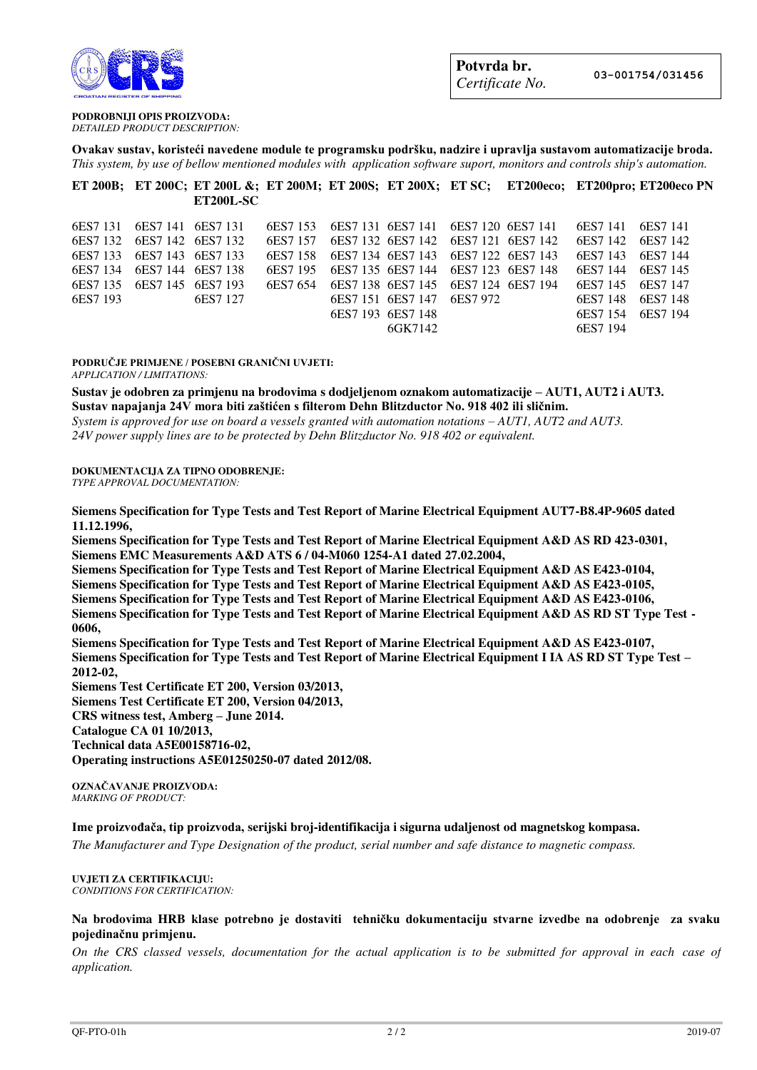**Potvrda br.**
*Certificate No.* 03-001754/031456

**PODROBNIJI OPIS PROIZVODA:**
*DETAILED PRODUCT DESCRIPTION:*

**Ovakav sustav, koristeći navedene module te programsku podršku, nadzire i upravlja sustavom automatizacije broda.**
*This system, by use of bellow mentioned modules with application software suport, monitors and controls ship's automation.*

| ET 200B; | ET 200C; | ET 200L &; ET200L-SC | ET 200M; | ET 200S; | ET 200X; | ET SC; | ET200eco; | ET200pro; | ET200eco PN |
|---|---|---|---|---|---|---|---|---|---|
| 6ES7 131 | 6ES7 141 | 6ES7 131 | 6ES7 153 | 6ES7 131 | 6ES7 141 | 6ES7 120 | 6ES7 141 | 6ES7 141 | 6ES7 141 |
| 6ES7 132 | 6ES7 142 | 6ES7 132 | 6ES7 157 | 6ES7 132 | 6ES7 142 | 6ES7 121 | 6ES7 142 | 6ES7 142 | 6ES7 142 |
| 6ES7 133 | 6ES7 143 | 6ES7 133 | 6ES7 158 | 6ES7 134 | 6ES7 143 | 6ES7 122 | 6ES7 143 | 6ES7 143 | 6ES7 144 |
| 6ES7 134 | 6ES7 144 | 6ES7 138 | 6ES7 195 | 6ES7 135 | 6ES7 144 | 6ES7 123 | 6ES7 148 | 6ES7 144 | 6ES7 145 |
| 6ES7 135 | 6ES7 145 | 6ES7 193 | 6ES7 654 | 6ES7 138 | 6ES7 145 | 6ES7 124 | 6ES7 194 | 6ES7 145 | 6ES7 147 |
| 6ES7 193 | | 6ES7 127 | | 6ES7 151 | 6ES7 147 | 6ES7 972 | | 6ES7 148 | 6ES7 148 |
| | | | | 6ES7 193 | 6ES7 148 | | | 6ES7 154 | 6ES7 194 |
| | | | | | 6GK7142 | | | 6ES7 194 | |

**PODRUČJE PRIMJENE / POSEBNI GRANIČNI UVJETI:**
*APPLICATION / LIMITATIONS:*

**Sustav je odobren za primjenu na brodovima s dodjeljenom oznakom automatizacije – AUT1, AUT2 i AUT3.**
**Sustav napajanja 24V mora biti zaštićen s filterom Dehn Blitzductor No. 918 402 ili sličnim.**
*System is approved for use on board a vessels granted with automation notations – AUT1, AUT2 and AUT3.*
*24V power supply lines are to be protected by Dehn Blitzductor No. 918 402 or equivalent.*

**DOKUMENTACIJA ZA TIPNO ODOBRENJE:**
*TYPE APPROVAL DOCUMENTATION:*

**Siemens Specification for Type Tests and Test Report of Marine Electrical Equipment AUT7-B8.4P-9605 dated 11.12.1996,**
**Siemens Specification for Type Tests and Test Report of Marine Electrical Equipment A&D AS RD 423-0301,**
**Siemens EMC Measurements A&D ATS 6 / 04-M060 1254-A1 dated 27.02.2004,**
**Siemens Specification for Type Tests and Test Report of Marine Electrical Equipment A&D AS E423-0104,**
**Siemens Specification for Type Tests and Test Report of Marine Electrical Equipment A&D AS E423-0105,**
**Siemens Specification for Type Tests and Test Report of Marine Electrical Equipment A&D AS E423-0106,**
**Siemens Specification for Type Tests and Test Report of Marine Electrical Equipment A&D AS RD ST Type Test - 0606,**
**Siemens Specification for Type Tests and Test Report of Marine Electrical Equipment A&D AS E423-0107,**
**Siemens Specification for Type Tests and Test Report of Marine Electrical Equipment I IA AS RD ST Type Test – 2012-02,**
**Siemens Test Certificate ET 200, Version 03/2013,**
**Siemens Test Certificate ET 200, Version 04/2013,**
**CRS witness test, Amberg – June 2014.**
**Catalogue CA 01 10/2013,**
**Technical data A5E00158716-02,**
**Operating instructions A5E01250250-07 dated 2012/08.**

**OZNAČAVANJE PROIZVODA:**
*MARKING OF PRODUCT:*

**Ime proizvođača, tip proizvoda, serijski broj-identifikacija i sigurna udaljenost od magnetskog kompasa.**
*The Manufacturer and Type Designation of the product, serial number and safe distance to magnetic compass.*

**UVJETI ZA CERTIFIKACIJU:**
*CONDITIONS FOR CERTIFICATION:*

**Na brodovima HRB klase potrebno je dostaviti tehničku dokumentaciju stvarne izvedbe na odobrenje za svaku pojedinačnu primjenu.**
*On the CRS classed vessels, documentation for the actual application is to be submitted for approval in each case of application.*